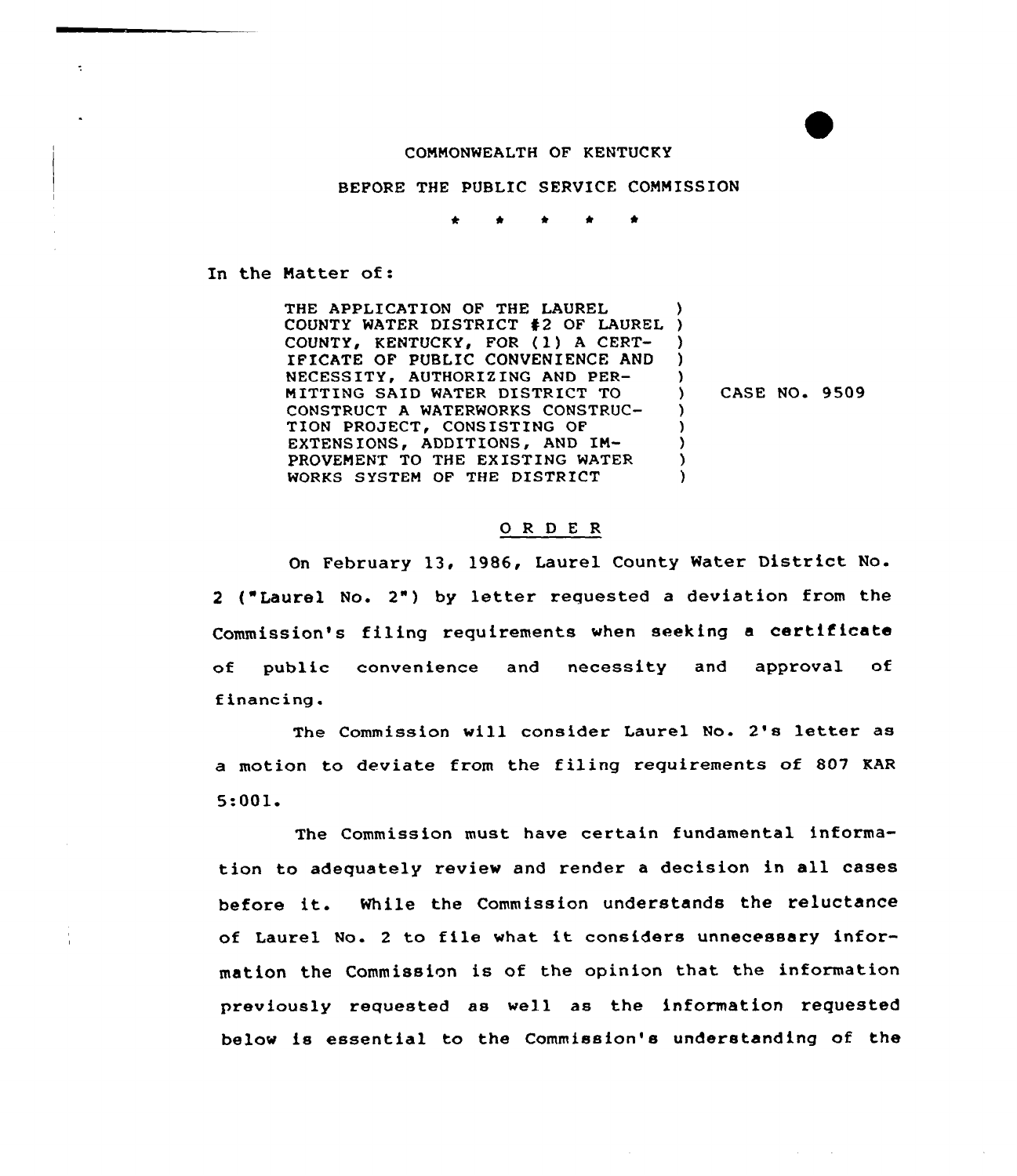COMMONWEALTH OF KENTUCKY

BEFORE THE PUBLIC SERVICE COMMISSION

\* \* \* \* \*

In the Matter of:

| | |
|---|---|
| THE APPLICATION OF THE LAUREL COUNTY WATER DISTRICT #2 OF LAUREL COUNTY, KENTUCKY, FOR (1) A CERTIFICATE OF PUBLIC CONVENIENCE AND NECESSITY, AUTHORIZING AND PERMITTING SAID WATER DISTRICT TO CONSTRUCT A WATERWORKS CONSTRUCTION PROJECT, CONSISTING OF EXTENSIONS, ADDITIONS, AND IMPROVEMENT TO THE EXISTING WATER WORKS SYSTEM OF THE DISTRICT | CASE NO. 9509 |

## O R D E R

On February 13, 1986, Laurel County Water District No. 2 ("Laurel No. 2") by letter requested a deviation from the Commission's filing requirements when seeking a certificate of public convenience and necessity and approval of financing.

The Commission will consider Laurel No. 2's letter as a motion to deviate from the filing requirements of 807 KAR 5:001.

The Commission must have certain fundamental information to adequately review and render a decision in all cases before it. While the Commission understands the reluctance of Laurel No. 2 to file what it considers unnecessary information the Commission is of the opinion that the information previously requested as well as the information requested below is essential to the Commission's understanding of the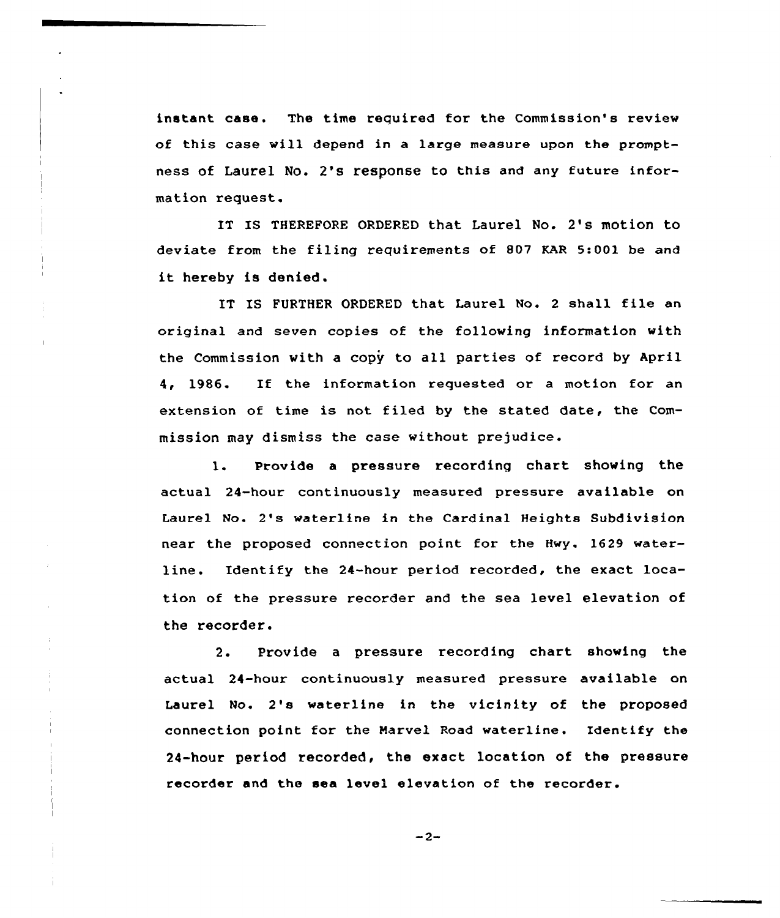instant case. The time required for the Commission's review of this case will depend in a large measure upon the promptness of Laurel No. 2's response to this and any future information request.

IT IS THEREFORE ORDERED that Laurel No. 2's motion to deviate from the filing requirements of 807 KAR 5:001 be and it hereby is denied.

IT IS FURTHER ORDERED that Laurel No. 2 shall file an original and seven copies of the following information with the Commission with a copy to all parties of record by April 4, 1986. If the information requested or a motion for an extension of time is not filed by the stated date, the Commission may dismiss the case without prejudice.

1. Provide a pressure recording chart showing the actual 24-hour continuously measured pressure available on Laurel No. 2's waterline in the Cardinal Heights Subdivision near the proposed connection point for the Hwy. 1629 waterline. Identify the 24-hour period recorded, the exact location of the pressure recorder and the sea level elevation of the recorder.

2. Provide a pressure recording chart showing the actual 24-hour continuously measured pressure available on Laurel No. 2's waterline in the vicinity of the proposed connection point for the Marvel Road waterline. Identify the 24-hour period recorded, the exact location of the pressure recorder and the sea level elevation of the recorder.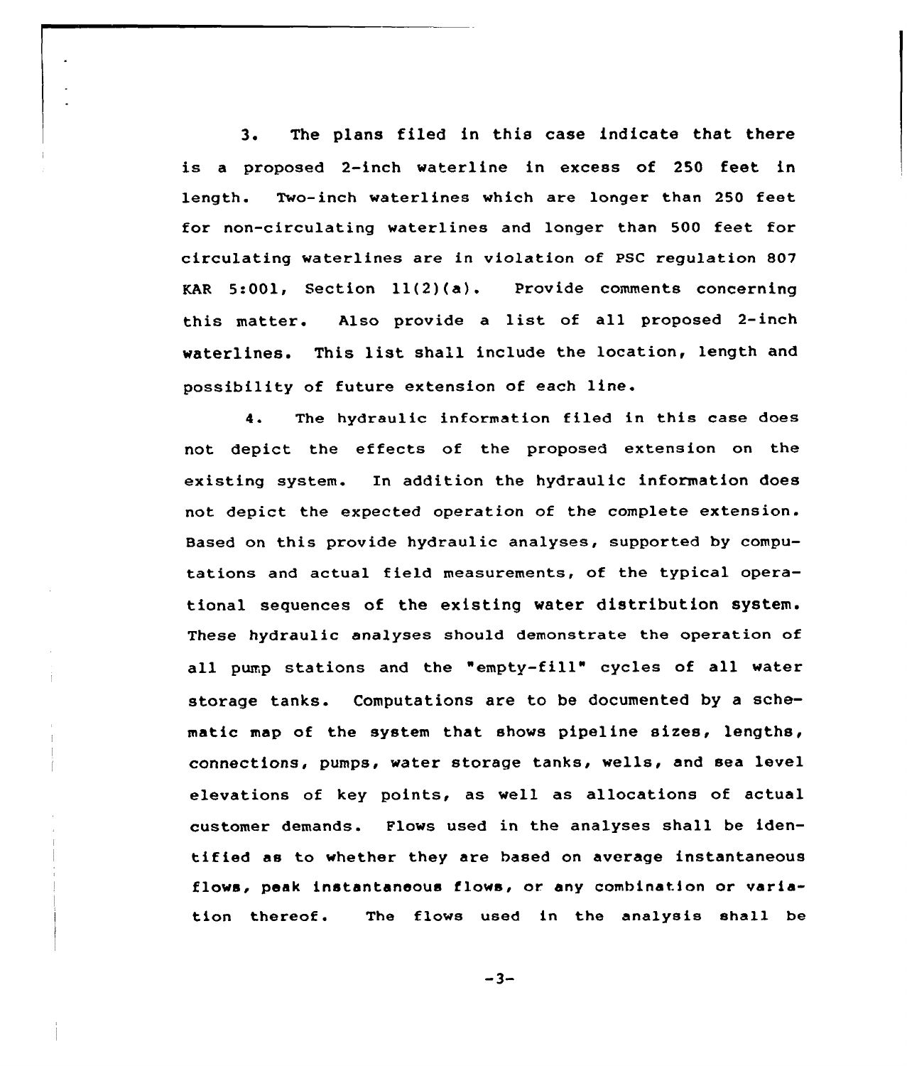3. The plans filed in this case indicate that there is a proposed 2-inch waterline in excess of 250 feet in length. Two-inch waterlines which are longer than 250 feet for non-circulating waterlines and longer than 500 feet for circulating waterlines are in violation of PSC regulation 807 KAR 5:001, Section 11(2)(a). Provide comments concerning this matter. Also provide a list of all proposed 2-inch waterlines. This list shall include the location, length and possibility of future extension of each line.

4. The hydraulic information filed in this case does not depict the effects of the proposed extension on the existing system. In addition the hydraulic information does not depict the expected operation of the complete extension. Based on this provide hydraulic analyses, supported by computations and actual field measurements, of the typical operational sequences of the existing water distribution system. These hydraulic analyses should demonstrate the operation of all pump stations and the "empty-fill" cycles of all water storage tanks. Computations are to be documented by a schematic map of the system that shows pipeline sizes, lengths, connections, pumps, water storage tanks, wells, and sea level elevations of key points, as well as allocations of actual customer demands. Flows used in the analyses shall be identified as to whether they are based on average instantaneous flows, peak instantaneous flows, or any combination or variation thereof. The flows used in the analysis shall be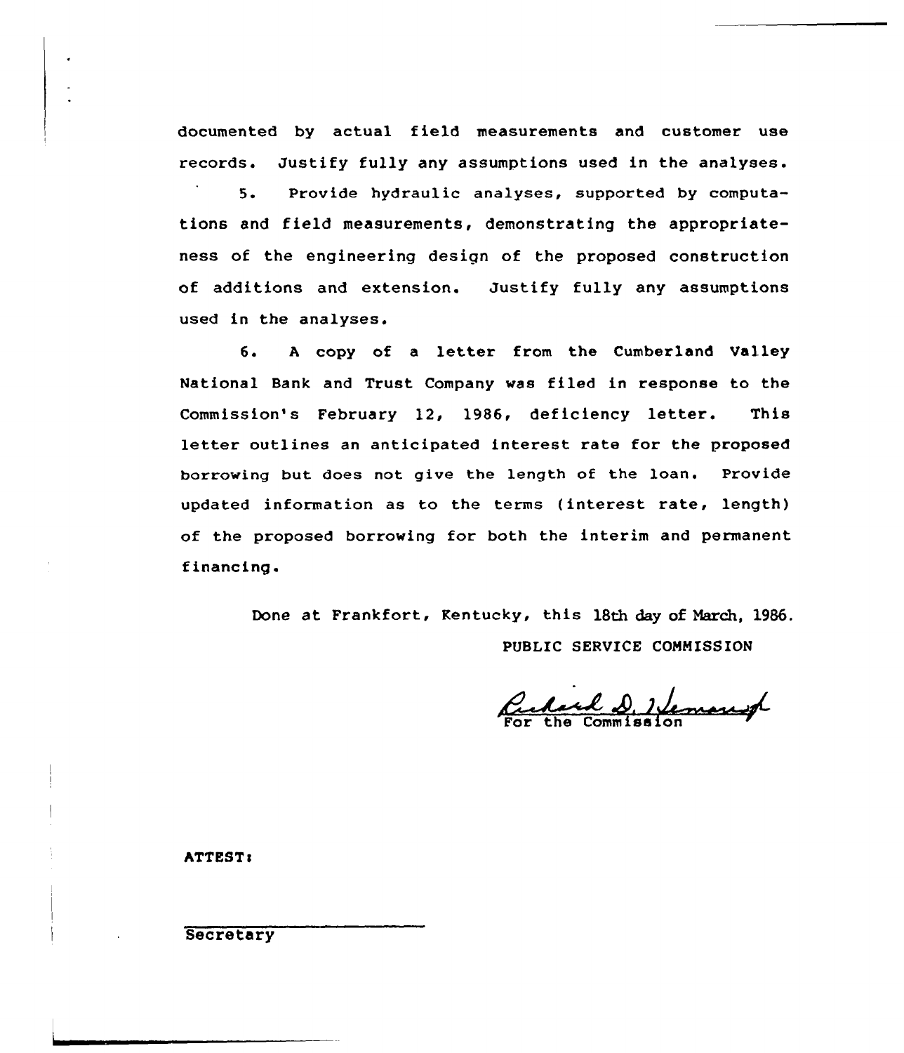documented by actual field measurements and customer use records. Justify fully any assumptions used in the analyses.

5. Provide hydraulic analyses, supported by computations and field measurements, demonstrating the appropriateness of the engineering design of the proposed construction of additions and extension. Justify fully any assumptions used in the analyses.

6. A copy of a letter from the Cumberland Valley National Bank and Trust Company was filed in response to the Commission's February 12, 1986, deficiency letter. This letter outlines an anticipated interest rate for the proposed borrowing but does not give the length of the loan. Provide updated information as to the terms (interest rate, length) of the proposed borrowing for both the interim and permanent financing.

Done at Frankfort, Kentucky, this 18th day of March, 1986.

PUBLIC SERVICE COMMISSION

Richard D. Heman Jr.
For the Commission

ATTEST:

Secretary